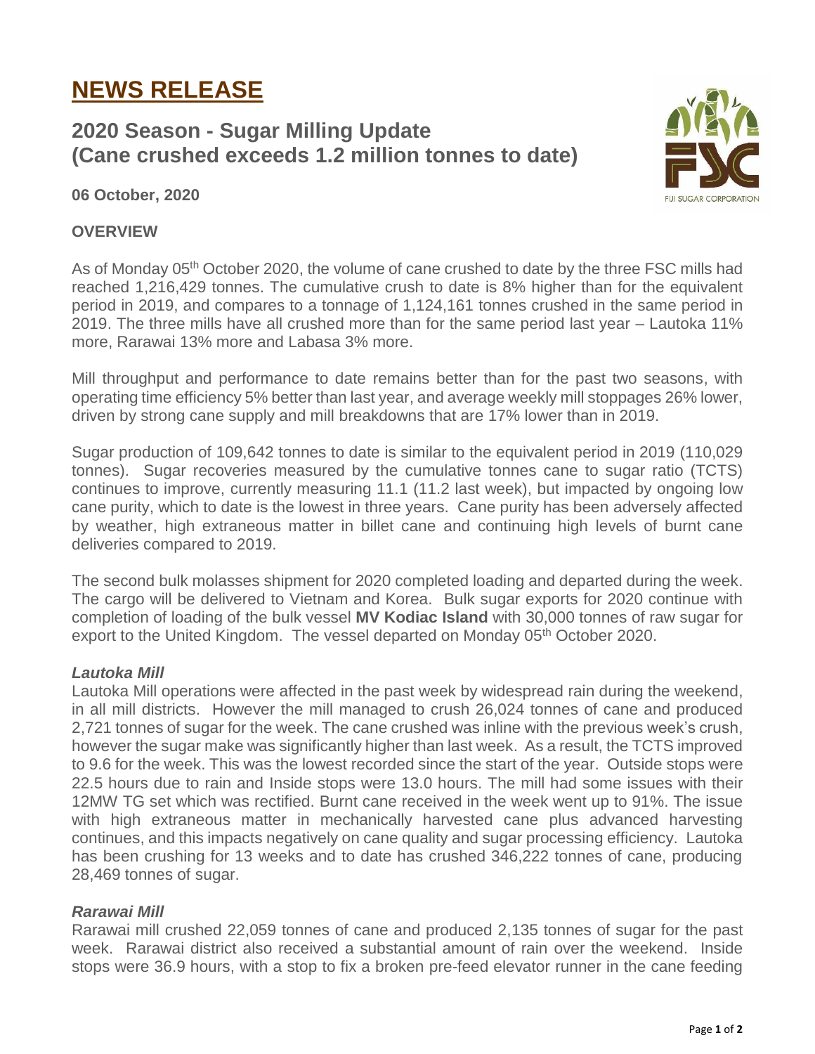# NEWS RELEASE

## 2020 Season - Sugar Milling Update (Cane crushed exceeds 1.2 million tonnes to date)

**06 October, 2020**

### OVERVIEW

As of Monday 05th October 2020, the volume of cane crushed to date by the three FSC mills had reached 1,216,429 tonnes. The cumulative crush to date is 8% higher than for the equivalent period in 2019, and compares to a tonnage of 1,124,161 tonnes crushed in the same period in 2019. The three mills have all crushed more than for the same period last year – Lautoka 11% more, Rarawai 13% more and Labasa 3% more.

Mill throughput and performance to date remains better than for the past two seasons, with operating time efficiency 5% better than last year, and average weekly mill stoppages 26% lower, driven by strong cane supply and mill breakdowns that are 17% lower than in 2019.

Sugar production of 109,642 tonnes to date is similar to the equivalent period in 2019 (110,029 tonnes). Sugar recoveries measured by the cumulative tonnes cane to sugar ratio (TCTS) continues to improve, currently measuring 11.1 (11.2 last week), but impacted by ongoing low cane purity, which to date is the lowest in three years. Cane purity has been adversely affected by weather, high extraneous matter in billet cane and continuing high levels of burnt cane deliveries compared to 2019.

The second bulk molasses shipment for 2020 completed loading and departed during the week. The cargo will be delivered to Vietnam and Korea. Bulk sugar exports for 2020 continue with completion of loading of the bulk vessel **MV Kodiac Island** with 30,000 tonnes of raw sugar for export to the United Kingdom. The vessel departed on Monday 05th October 2020.

***Lautoka Mill***

Lautoka Mill operations were affected in the past week by widespread rain during the weekend, in all mill districts. However the mill managed to crush 26,024 tonnes of cane and produced 2,721 tonnes of sugar for the week. The cane crushed was inline with the previous week's crush, however the sugar make was significantly higher than last week. As a result, the TCTS improved to 9.6 for the week. This was the lowest recorded since the start of the year. Outside stops were 22.5 hours due to rain and Inside stops were 13.0 hours. The mill had some issues with their 12MW TG set which was rectified. Burnt cane received in the week went up to 91%. The issue with high extraneous matter in mechanically harvested cane plus advanced harvesting continues, and this impacts negatively on cane quality and sugar processing efficiency. Lautoka has been crushing for 13 weeks and to date has crushed 346,222 tonnes of cane, producing 28,469 tonnes of sugar.

***Rarawai Mill***

Rarawai mill crushed 22,059 tonnes of cane and produced 2,135 tonnes of sugar for the past week. Rarawai district also received a substantial amount of rain over the weekend. Inside stops were 36.9 hours, with a stop to fix a broken pre-feed elevator runner in the cane feeding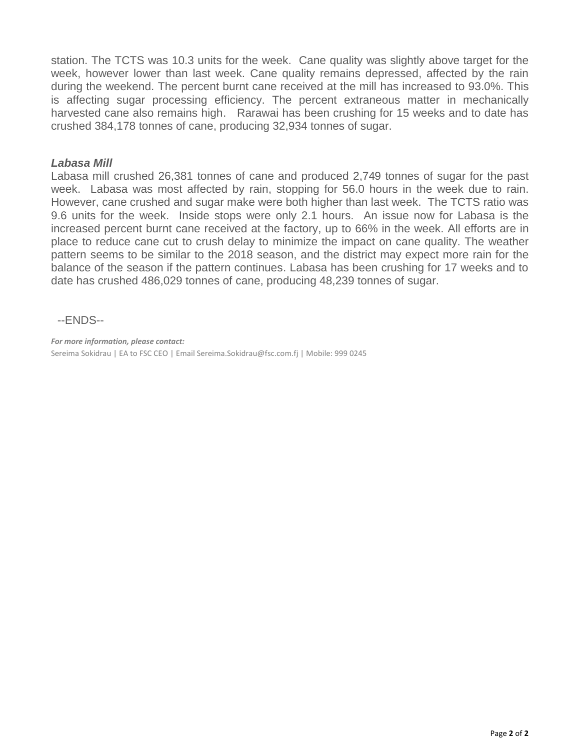station. The TCTS was 10.3 units for the week. Cane quality was slightly above target for the week, however lower than last week. Cane quality remains depressed, affected by the rain during the weekend. The percent burnt cane received at the mill has increased to 93.0%. This is affecting sugar processing efficiency. The percent extraneous matter in mechanically harvested cane also remains high. Rarawai has been crushing for 15 weeks and to date has crushed 384,178 tonnes of cane, producing 32,934 tonnes of sugar.

### *Labasa Mill*

Labasa mill crushed 26,381 tonnes of cane and produced 2,749 tonnes of sugar for the past week. Labasa was most affected by rain, stopping for 56.0 hours in the week due to rain. However, cane crushed and sugar make were both higher than last week. The TCTS ratio was 9.6 units for the week. Inside stops were only 2.1 hours. An issue now for Labasa is the increased percent burnt cane received at the factory, up to 66% in the week. All efforts are in place to reduce cane cut to crush delay to minimize the impact on cane quality. The weather pattern seems to be similar to the 2018 season, and the district may expect more rain for the balance of the season if the pattern continues. Labasa has been crushing for 17 weeks and to date has crushed 486,029 tonnes of cane, producing 48,239 tonnes of sugar.

--ENDS--

***For more information, please contact:***
Sereima Sokidrau | EA to FSC CEO | Email Sereima.Sokidrau@fsc.com.fj | Mobile: 999 0245